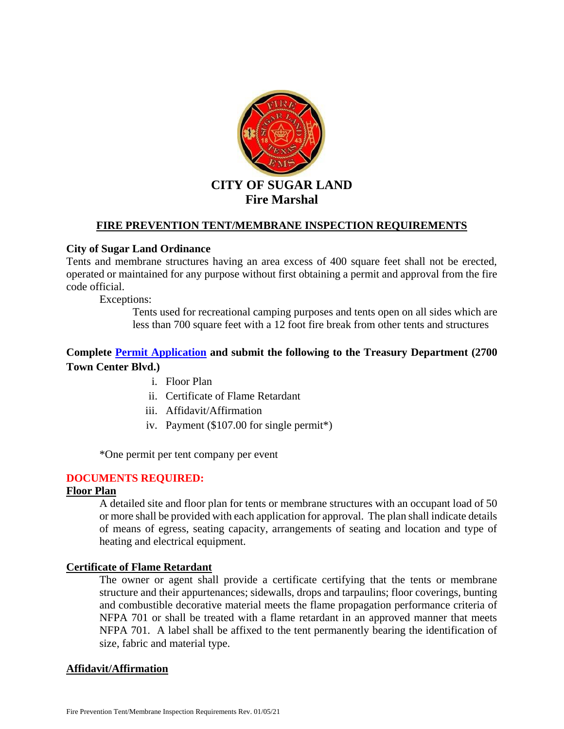# CITY OF SUGAR LAND
## Fire Marshal

### FIRE PREVENTION TENT/MEMBRANE INSPECTION REQUIREMENTS

**City of Sugar Land Ordinance**

Tents and membrane structures having an area excess of 400 square feet shall not be erected, operated or maintained for any purpose without first obtaining a permit and approval from the fire code official.

Exceptions:

Tents used for recreational camping purposes and tents open on all sides which are less than 700 square feet with a 12 foot fire break from other tents and structures

**Complete [Permit Application] and submit the following to the Treasury Department (2700 Town Center Blvd.)**

i. Floor Plan
ii. Certificate of Flame Retardant
iii. Affidavit/Affirmation
iv. Payment ($107.00 for single permit*)

*One permit per tent company per event

**DOCUMENTS REQUIRED:**

**Floor Plan**

A detailed site and floor plan for tents or membrane structures with an occupant load of 50 or more shall be provided with each application for approval. The plan shall indicate details of means of egress, seating capacity, arrangements of seating and location and type of heating and electrical equipment.

**Certificate of Flame Retardant**

The owner or agent shall provide a certificate certifying that the tents or membrane structure and their appurtenances; sidewalls, drops and tarpaulins; floor coverings, bunting and combustible decorative material meets the flame propagation performance criteria of NFPA 701 or shall be treated with a flame retardant in an approved manner that meets NFPA 701. A label shall be affixed to the tent permanently bearing the identification of size, fabric and material type.

**Affidavit/Affirmation**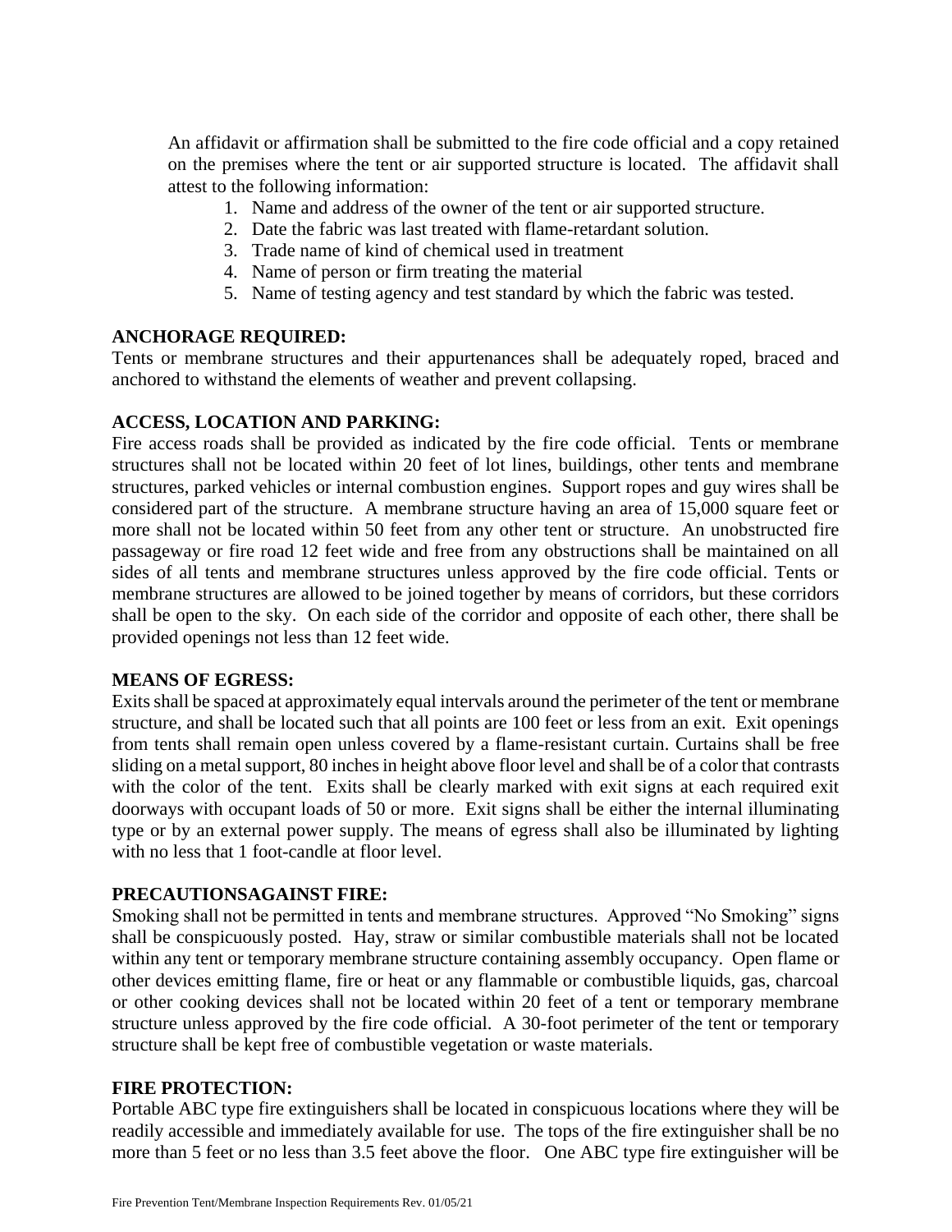An affidavit or affirmation shall be submitted to the fire code official and a copy retained on the premises where the tent or air supported structure is located. The affidavit shall attest to the following information:

1. Name and address of the owner of the tent or air supported structure.
2. Date the fabric was last treated with flame-retardant solution.
3. Trade name of kind of chemical used in treatment
4. Name of person or firm treating the material
5. Name of testing agency and test standard by which the fabric was tested.

**ANCHORAGE REQUIRED:**

Tents or membrane structures and their appurtenances shall be adequately roped, braced and anchored to withstand the elements of weather and prevent collapsing.

**ACCESS, LOCATION AND PARKING:**

Fire access roads shall be provided as indicated by the fire code official. Tents or membrane structures shall not be located within 20 feet of lot lines, buildings, other tents and membrane structures, parked vehicles or internal combustion engines. Support ropes and guy wires shall be considered part of the structure. A membrane structure having an area of 15,000 square feet or more shall not be located within 50 feet from any other tent or structure. An unobstructed fire passageway or fire road 12 feet wide and free from any obstructions shall be maintained on all sides of all tents and membrane structures unless approved by the fire code official. Tents or membrane structures are allowed to be joined together by means of corridors, but these corridors shall be open to the sky. On each side of the corridor and opposite of each other, there shall be provided openings not less than 12 feet wide.

**MEANS OF EGRESS:**

Exits shall be spaced at approximately equal intervals around the perimeter of the tent or membrane structure, and shall be located such that all points are 100 feet or less from an exit. Exit openings from tents shall remain open unless covered by a flame-resistant curtain. Curtains shall be free sliding on a metal support, 80 inches in height above floor level and shall be of a color that contrasts with the color of the tent. Exits shall be clearly marked with exit signs at each required exit doorways with occupant loads of 50 or more. Exit signs shall be either the internal illuminating type or by an external power supply. The means of egress shall also be illuminated by lighting with no less that 1 foot-candle at floor level.

**PRECAUTIONSAGAINST FIRE:**

Smoking shall not be permitted in tents and membrane structures. Approved "No Smoking" signs shall be conspicuously posted. Hay, straw or similar combustible materials shall not be located within any tent or temporary membrane structure containing assembly occupancy. Open flame or other devices emitting flame, fire or heat or any flammable or combustible liquids, gas, charcoal or other cooking devices shall not be located within 20 feet of a tent or temporary membrane structure unless approved by the fire code official. A 30-foot perimeter of the tent or temporary structure shall be kept free of combustible vegetation or waste materials.

**FIRE PROTECTION:**

Portable ABC type fire extinguishers shall be located in conspicuous locations where they will be readily accessible and immediately available for use. The tops of the fire extinguisher shall be no more than 5 feet or no less than 3.5 feet above the floor. One ABC type fire extinguisher will be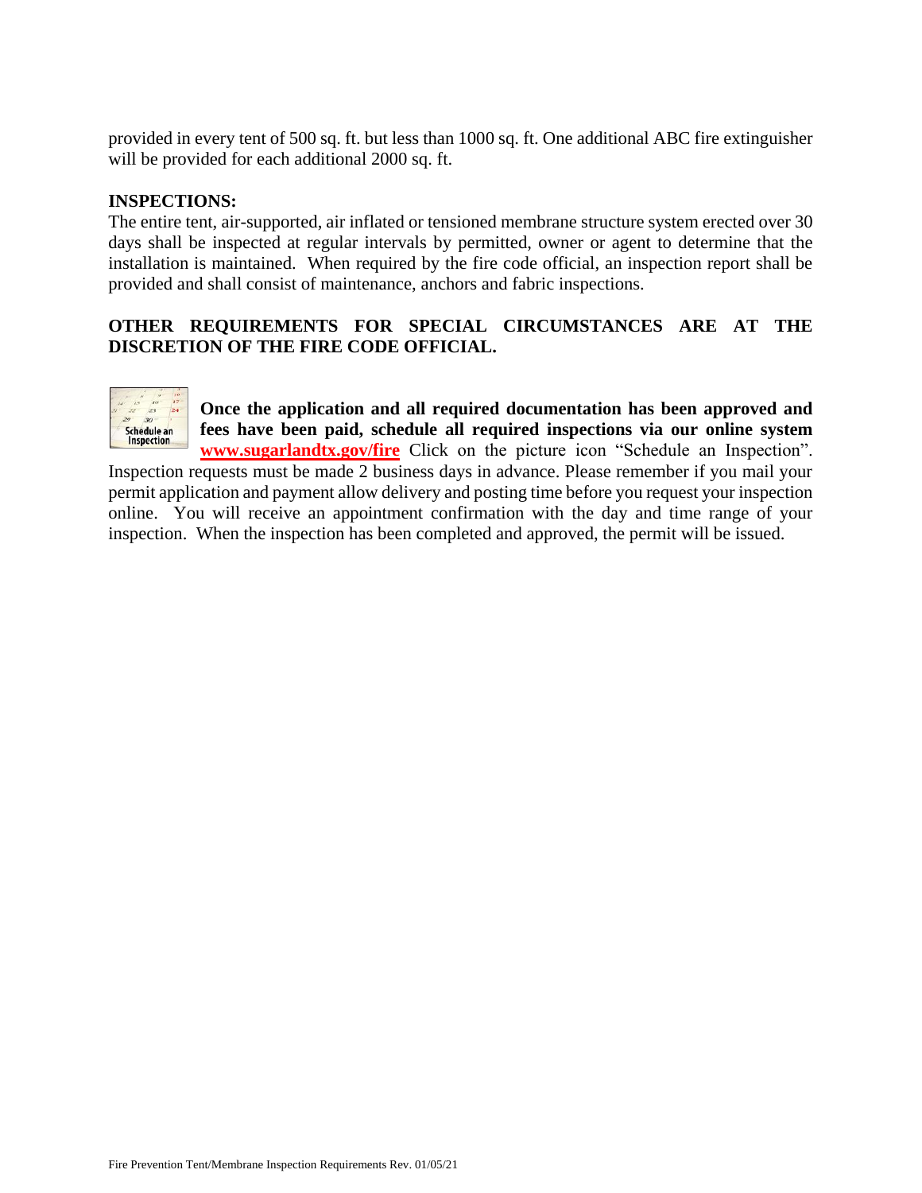provided in every tent of 500 sq. ft. but less than 1000 sq. ft. One additional ABC fire extinguisher will be provided for each additional 2000 sq. ft.

**INSPECTIONS:**

The entire tent, air-supported, air inflated or tensioned membrane structure system erected over 30 days shall be inspected at regular intervals by permitted, owner or agent to determine that the installation is maintained. When required by the fire code official, an inspection report shall be provided and shall consist of maintenance, anchors and fabric inspections.

**OTHER REQUIREMENTS FOR SPECIAL CIRCUMSTANCES ARE AT THE DISCRETION OF THE FIRE CODE OFFICIAL.**

**Once the application and all required documentation has been approved and fees have been paid, schedule all required inspections via our online system [www.sugarlandtx.gov/fire](www.sugarlandtx.gov/fire)** Click on the picture icon "Schedule an Inspection". Inspection requests must be made 2 business days in advance. Please remember if you mail your permit application and payment allow delivery and posting time before you request your inspection online. You will receive an appointment confirmation with the day and time range of your inspection. When the inspection has been completed and approved, the permit will be issued.

Fire Prevention Tent/Membrane Inspection Requirements Rev. 01/05/21